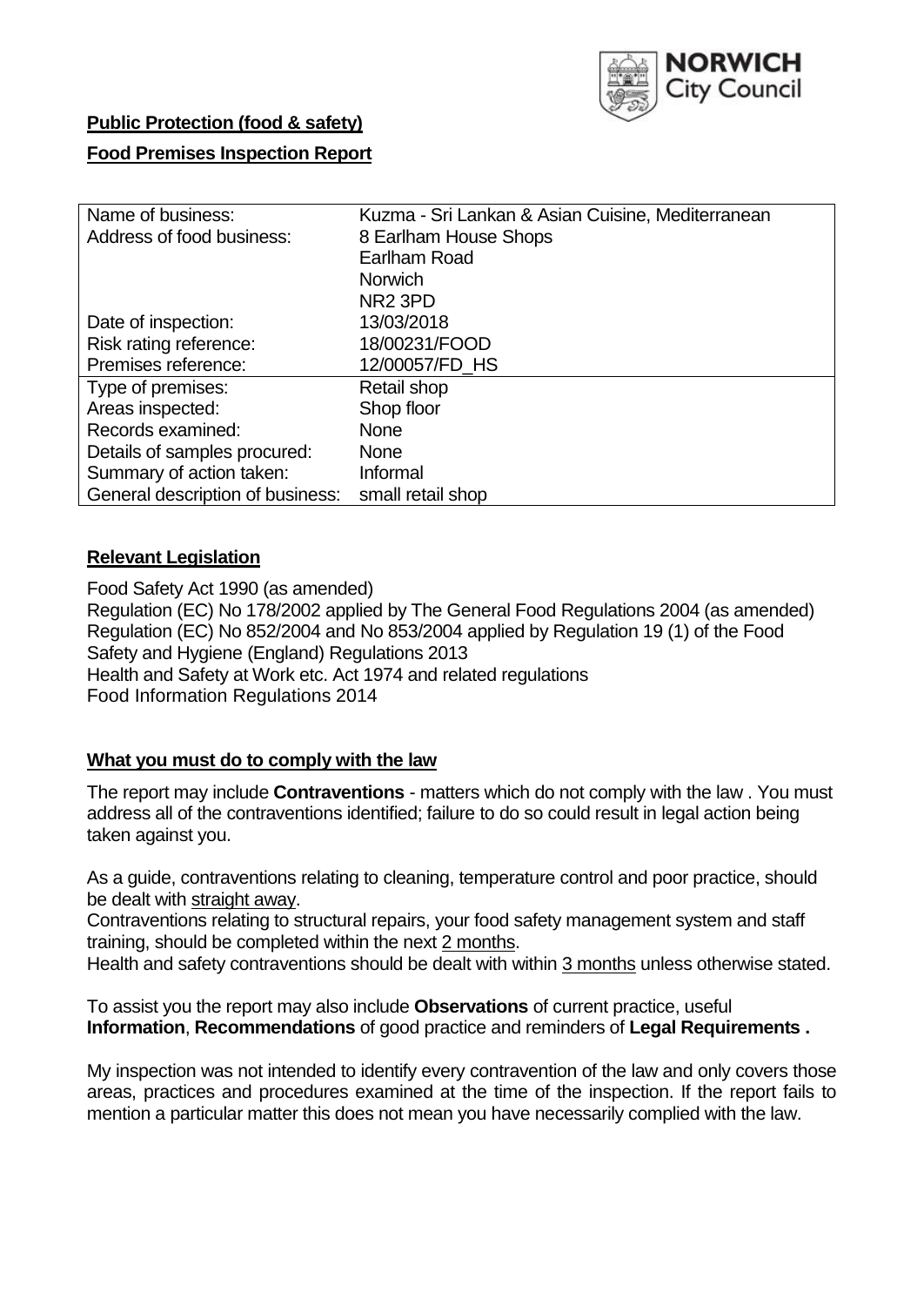**Public Protection (food & safety)**

**Food Premises Inspection Report**

| Name of business: | Kuzma - Sri Lankan & Asian Cuisine, Mediterranean |
|---|---|
| Address of food business: | 8 Earlham House Shops<br>Earlham Road<br>Norwich<br>NR2 3PD |
| Date of inspection: | 13/03/2018 |
| Risk rating reference: | 18/00231/FOOD |
| Premises reference: | 12/00057/FD_HS |
| Type of premises: | Retail shop |
| Areas inspected: | Shop floor |
| Records examined: | None |
| Details of samples procured: | None |
| Summary of action taken: | Informal |
| General description of business: | small retail shop |

## Relevant Legislation

Food Safety Act 1990 (as amended)
Regulation (EC) No 178/2002 applied by The General Food Regulations 2004 (as amended)
Regulation (EC) No 852/2004 and No 853/2004 applied by Regulation 19 (1) of the Food Safety and Hygiene (England) Regulations 2013
Health and Safety at Work etc. Act 1974 and related regulations
Food Information Regulations 2014

## What you must do to comply with the law

The report may include **Contraventions** - matters which do not comply with the law . You must address all of the contraventions identified; failure to do so could result in legal action being taken against you.

As a guide, contraventions relating to cleaning, temperature control and poor practice, should be dealt with straight away.

Contraventions relating to structural repairs, your food safety management system and staff training, should be completed within the next 2 months.

Health and safety contraventions should be dealt with within 3 months unless otherwise stated.

To assist you the report may also include **Observations** of current practice, useful **Information**, **Recommendations** of good practice and reminders of **Legal Requirements .**

My inspection was not intended to identify every contravention of the law and only covers those areas, practices and procedures examined at the time of the inspection. If the report fails to mention a particular matter this does not mean you have necessarily complied with the law.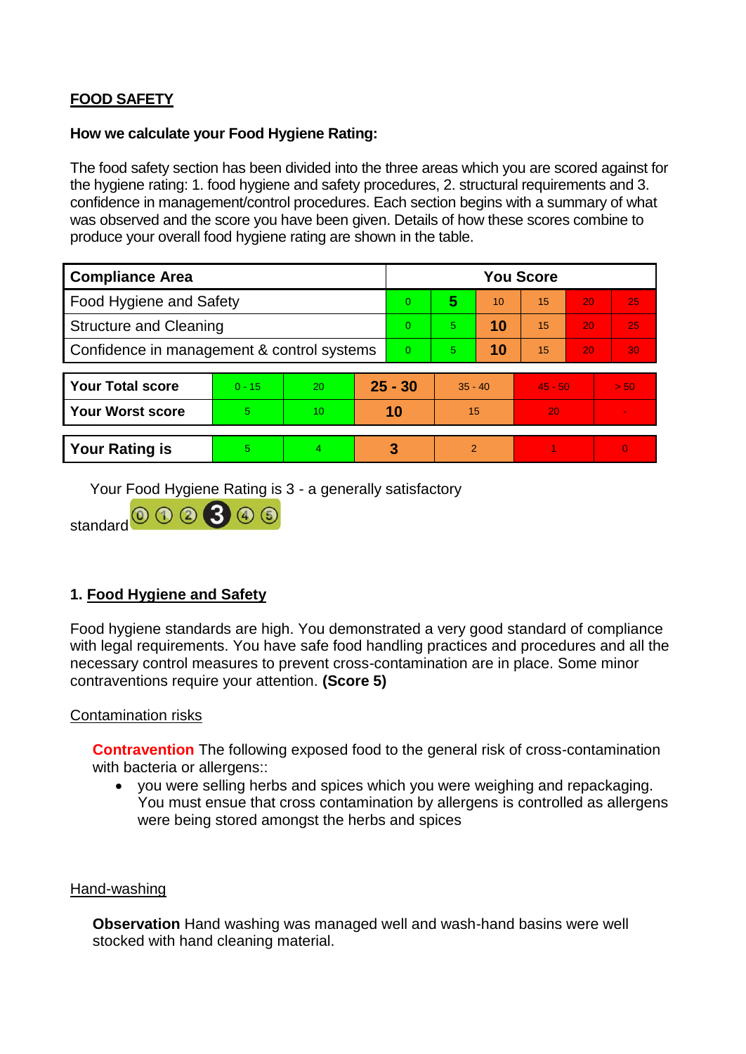**FOOD SAFETY**

**How we calculate your Food Hygiene Rating:**

The food safety section has been divided into the three areas which you are scored against for the hygiene rating: 1. food hygiene and safety procedures, 2. structural requirements and 3. confidence in management/control procedures. Each section begins with a summary of what was observed and the score you have been given. Details of how these scores combine to produce your overall food hygiene rating are shown in the table.

| Compliance Area | You Score | | | | | |
|---|---|---|---|---|---|---|
| Food Hygiene and Safety | 0 | **5** | 10 | 15 | 20 | 25 |
| Structure and Cleaning | 0 | 5 | **10** | 15 | 20 | 25 |
| Confidence in management & control systems | 0 | 5 | **10** | 15 | 20 | 30 |

| | | | | | | |
|---|---|---|---|---|---|---|
| **Your Total score** | 0 - 15 | 20 | **25 - 30** | 35 - 40 | 45 - 50 | > 50 |
| **Your Worst score** | 5 | 10 | **10** | 15 | 20 | - |

| | | | | | | |
|---|---|---|---|---|---|---|
| **Your Rating is** | 5 | 4 | **3** | 2 | 1 | 0 |

Your Food Hygiene Rating is 3 - a generally satisfactory standard

## 1. Food Hygiene and Safety

Food hygiene standards are high. You demonstrated a very good standard of compliance with legal requirements. You have safe food handling practices and procedures and all the necessary control measures to prevent cross-contamination are in place. Some minor contraventions require your attention. **(Score 5)**

Contamination risks

**Contravention** The following exposed food to the general risk of cross-contamination with bacteria or allergens::

- you were selling herbs and spices which you were weighing and repackaging. You must ensue that cross contamination by allergens is controlled as allergens were being stored amongst the herbs and spices

Hand-washing

**Observation** Hand washing was managed well and wash-hand basins were well stocked with hand cleaning material.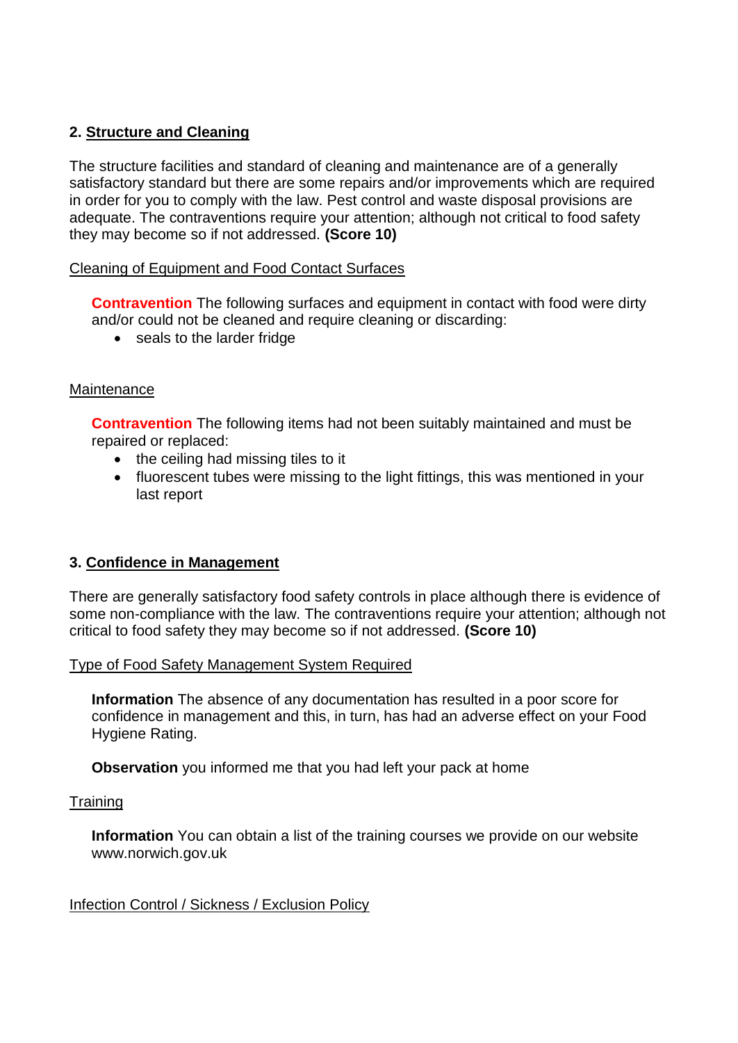## 2. Structure and Cleaning

The structure facilities and standard of cleaning and maintenance are of a generally satisfactory standard but there are some repairs and/or improvements which are required in order for you to comply with the law. Pest control and waste disposal provisions are adequate. The contraventions require your attention; although not critical to food safety they may become so if not addressed. **(Score 10)**

Cleaning of Equipment and Food Contact Surfaces

**Contravention** The following surfaces and equipment in contact with food were dirty and/or could not be cleaned and require cleaning or discarding:

- seals to the larder fridge

Maintenance

**Contravention** The following items had not been suitably maintained and must be repaired or replaced:

- the ceiling had missing tiles to it
- fluorescent tubes were missing to the light fittings, this was mentioned in your last report

## 3. Confidence in Management

There are generally satisfactory food safety controls in place although there is evidence of some non-compliance with the law. The contraventions require your attention; although not critical to food safety they may become so if not addressed. **(Score 10)**

Type of Food Safety Management System Required

**Information** The absence of any documentation has resulted in a poor score for confidence in management and this, in turn, has had an adverse effect on your Food Hygiene Rating.

**Observation** you informed me that you had left your pack at home

Training

**Information** You can obtain a list of the training courses we provide on our website www.norwich.gov.uk

Infection Control / Sickness / Exclusion Policy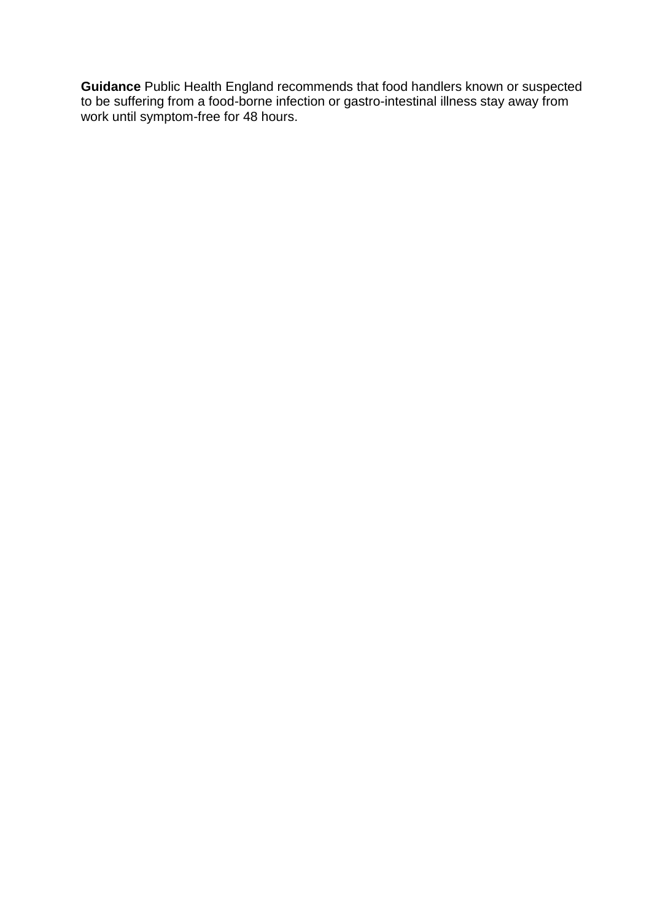**Guidance** Public Health England recommends that food handlers known or suspected to be suffering from a food-borne infection or gastro-intestinal illness stay away from work until symptom-free for 48 hours.